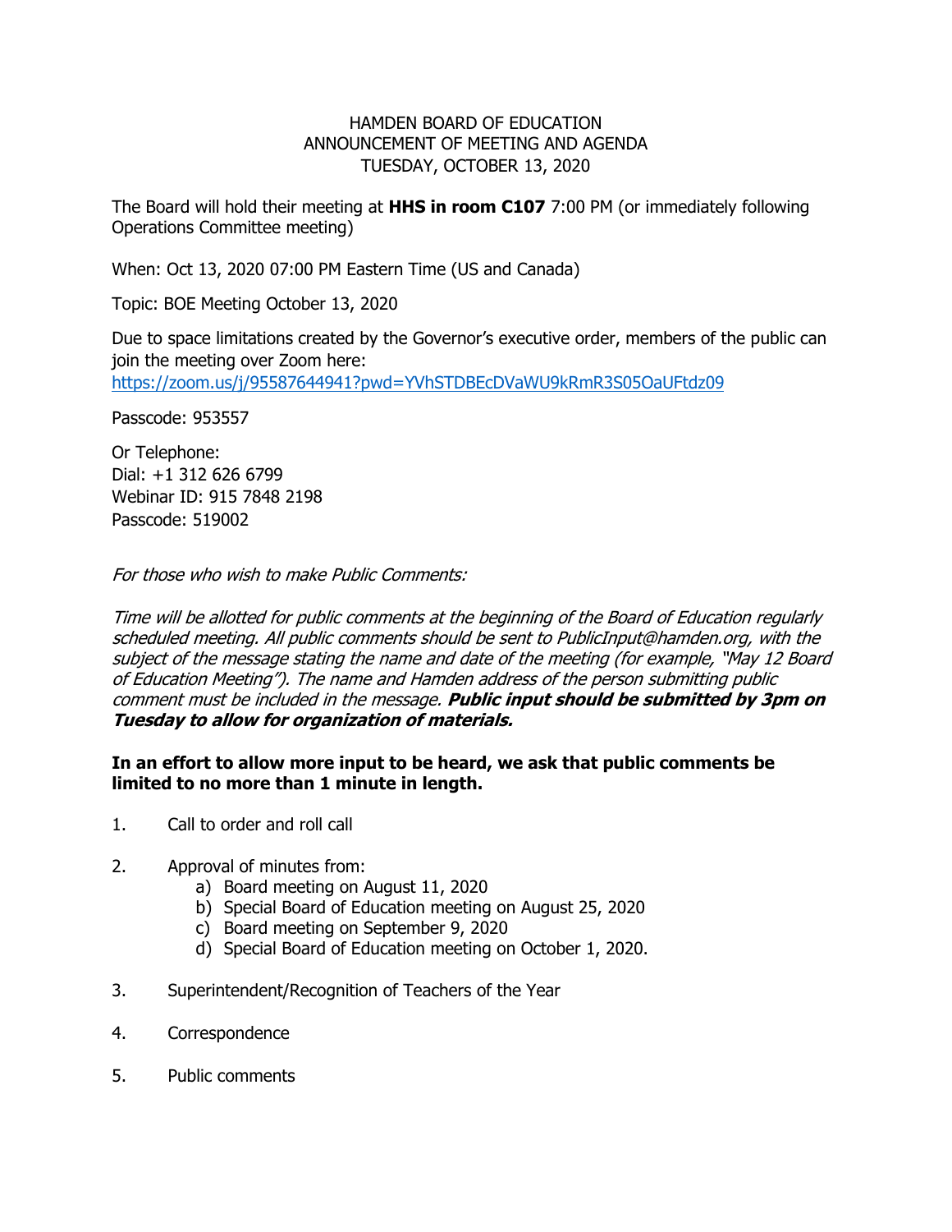HAMDEN BOARD OF EDUCATION
ANNOUNCEMENT OF MEETING AND AGENDA
TUESDAY, OCTOBER 13, 2020

The Board will hold their meeting at **HHS in room C107** 7:00 PM (or immediately following Operations Committee meeting)

When: Oct 13, 2020 07:00 PM Eastern Time (US and Canada)

Topic: BOE Meeting October 13, 2020

Due to space limitations created by the Governor's executive order, members of the public can join the meeting over Zoom here:
https://zoom.us/j/95587644941?pwd=YVhSTDBEcDVaWU9kRmR3S05OaUFtdz09

Passcode: 953557

Or Telephone:
Dial: +1 312 626 6799
Webinar ID: 915 7848 2198
Passcode: 519002

*For those who wish to make Public Comments:*

*Time will be allotted for public comments at the beginning of the Board of Education regularly scheduled meeting. All public comments should be sent to PublicInput@hamden.org, with the subject of the message stating the name and date of the meeting (for example, "May 12 Board of Education Meeting"). The name and Hamden address of the person submitting public comment must be included in the message.* ***Public input should be submitted by 3pm on Tuesday to allow for organization of materials.***

**In an effort to allow more input to be heard, we ask that public comments be limited to no more than 1 minute in length.**

1. Call to order and roll call

2. Approval of minutes from:
   a) Board meeting on August 11, 2020
   b) Special Board of Education meeting on August 25, 2020
   c) Board meeting on September 9, 2020
   d) Special Board of Education meeting on October 1, 2020.

3. Superintendent/Recognition of Teachers of the Year

4. Correspondence

5. Public comments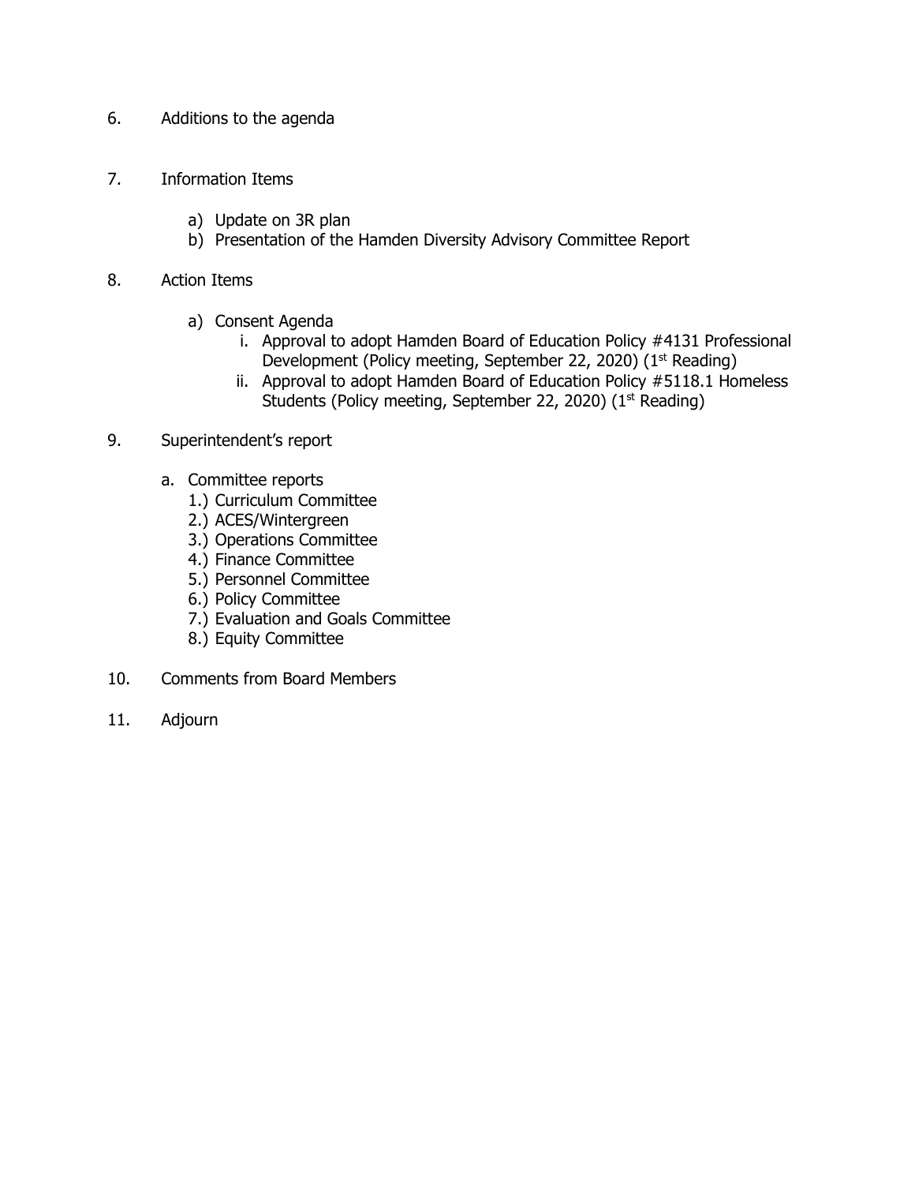6. Additions to the agenda

7. Information Items

   a) Update on 3R plan
   b) Presentation of the Hamden Diversity Advisory Committee Report

8. Action Items

   a) Consent Agenda
      i. Approval to adopt Hamden Board of Education Policy #4131 Professional Development (Policy meeting, September 22, 2020) (1st Reading)
      ii. Approval to adopt Hamden Board of Education Policy #5118.1 Homeless Students (Policy meeting, September 22, 2020) (1st Reading)

9. Superintendent's report

   a. Committee reports
      1.) Curriculum Committee
      2.) ACES/Wintergreen
      3.) Operations Committee
      4.) Finance Committee
      5.) Personnel Committee
      6.) Policy Committee
      7.) Evaluation and Goals Committee
      8.) Equity Committee

10. Comments from Board Members

11. Adjourn